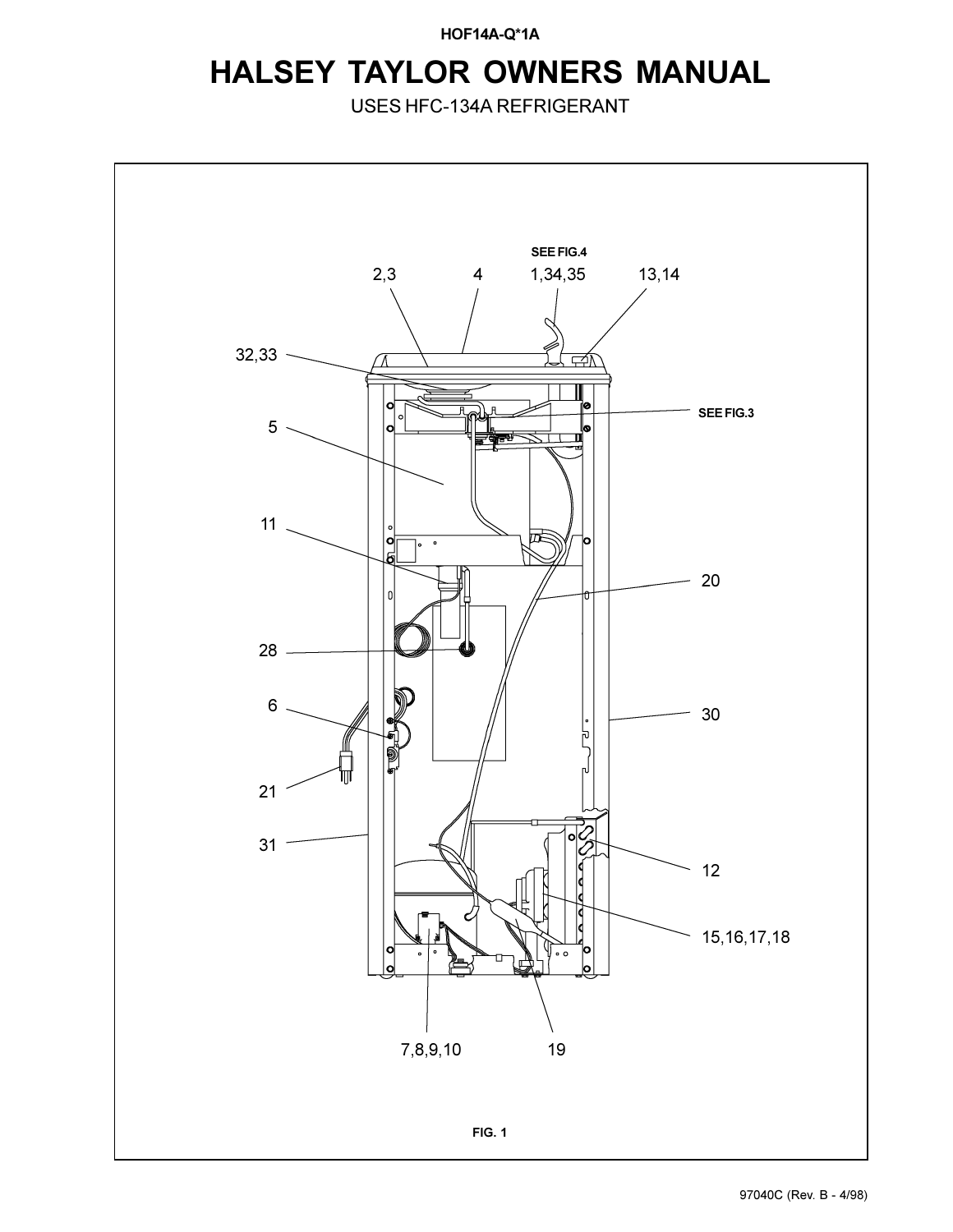HOF14A-Q*1A

# HALSEY TAYLOR OWNERS MANUAL

USES HFC-134A REFRIGERANT

SEE FIG.4

2,3 4 1,34,35 13,14

32,33

SEE FIG.3

5

11

20

28

6

30

21

31

12

15,16,17,18

7,8,9,10 19

FIG. 1

97040C (Rev. B - 4/98)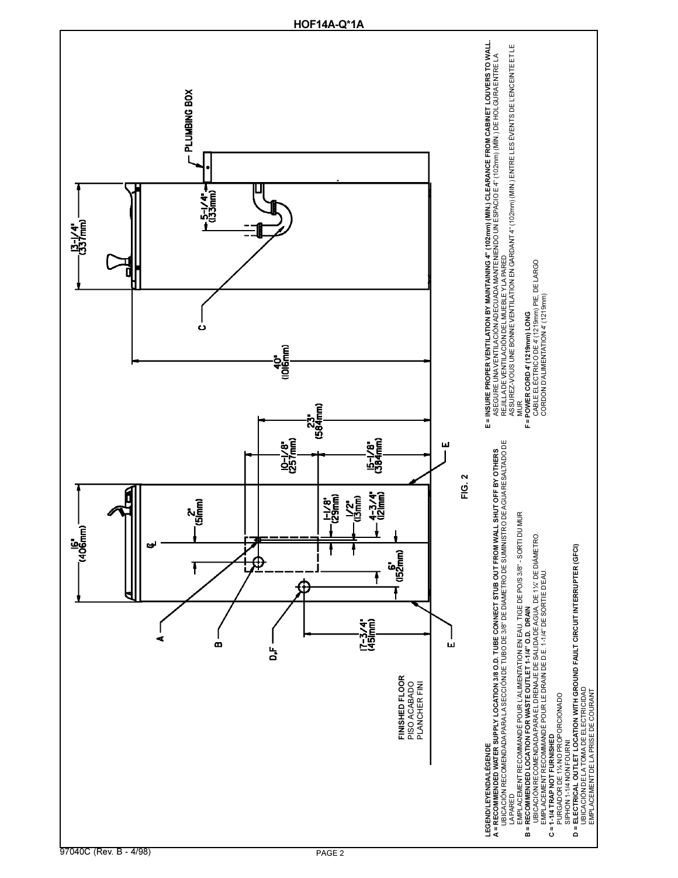# HOF14A-Q*1A

PLUMBING BOX

13-1/4" (337mm)

5-1/4" (133mm)

40" (1016mm)

23" (584mm)

10-1/8" (257mm)

15-1/8" (384mm)

16" (406mm)

2" (51mm)

1-1/8" (29mm)

1/2" (13mm)

4-3/4" (121mm)

6" (152mm)

17-3/4" (451mm)

FINISHED FLOOR
PISO ACABADO
PLANCHER FINI

FIG. 2

**LEGEND/LEYENDA/LÉGENDE**

**A = RECOMMENDED WATER SUPPLY LOCATION 3/8 O.D. TUBE CONNECT STUB OUT FROM WALL SHUT OFF BY OTHERS**
UBICACIÓN RECOMENDADA PARA LA SECCIÓN DE TUBO DE 3/8" DE DIAMETRO DE SUMINISTRO DE AGUA RESALTADO DE LA PARED
EMPLACEMENT RECOMMANDÉ POUR L'ALIMENTATION EN EAU. TIGE DE PO/S 3/8" - SORTI DU MUR

**B = RECOMMENDED LOCATION FOR WASTE OUTLET 1-1/4" O.D. DRAIN**
UBICACIÓN RECOMENDADA PARA EL DRENAJE DE SALIDA DE AGUA. DE 1¼" DE DIÁMETRO.
EMPLACEMENT RECOMMANDÉ POUR LE DRAIN DE D.E. 1-1/4" DE SORTIE D'EAU.

**C = 1-1/4 TRAP NOT FURNISHED**
PURGADOR DE 1¼ NO PROPORCIONADO
SIPHON 1-1/4 NON FOURNI

**D = ELECTRICAL OUTLET LOCATION WITH GROUND FAULT CIRCUIT INTERRUPTER (GFCI)**
UBICACIÓN DE LA TOMA DE ELECTRICIDAD
EMPLACEMENT DE LA PRISE DE COURANT

**E = INSURE PROPER VENTILATION BY MAINTAINING 4" (102mm) (MIN.) CLEARANCE FROM CABINET LOUVERS TO WALL.**
ASEGURE UNA VENTILACIÓN ADECUADA MANTENIENDO UN ESPACIO E 4" (102mm) (MÍN.) DE HOLGURA ENTRE LA REJILLA DE VENTILACIÓN DEL MUEBLE Y LA PARED
ASSUREZ-VOUS UNE BONNE VENTILATION EN GARDANT 4" (102mm) (MIN.) ENTRE LES ÉVENTS DE L'ENCEINTE ET LE MUR.

**F = POWER CORD 4' (1219mm) LONG**
CABLE ELÉCTRICO DE 4' (1219mm) PIE, DE LARGO
CORDON D'ALIMENTATION 4' (1219mm)

97040C (Rev. B - 4/98)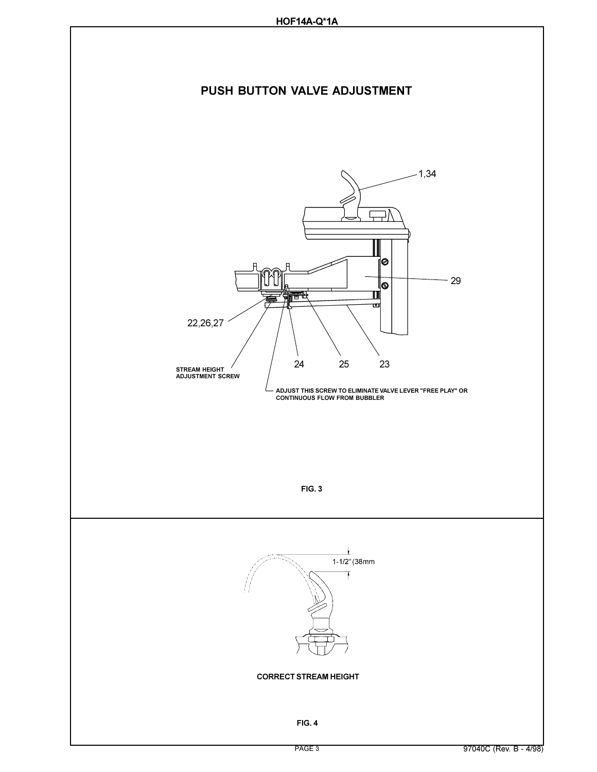# PUSH BUTTON VALVE ADJUSTMENT

1,34

29

22,26,27

24

25

23

STREAM HEIGHT ADJUSTMENT SCREW

ADJUST THIS SCREW TO ELIMINATE VALVE LEVER "FREE PLAY" OR CONTINUOUS FLOW FROM BUBBLER

**FIG. 3**

1-1/2" (38mm

**CORRECT STREAM HEIGHT**

**FIG. 4**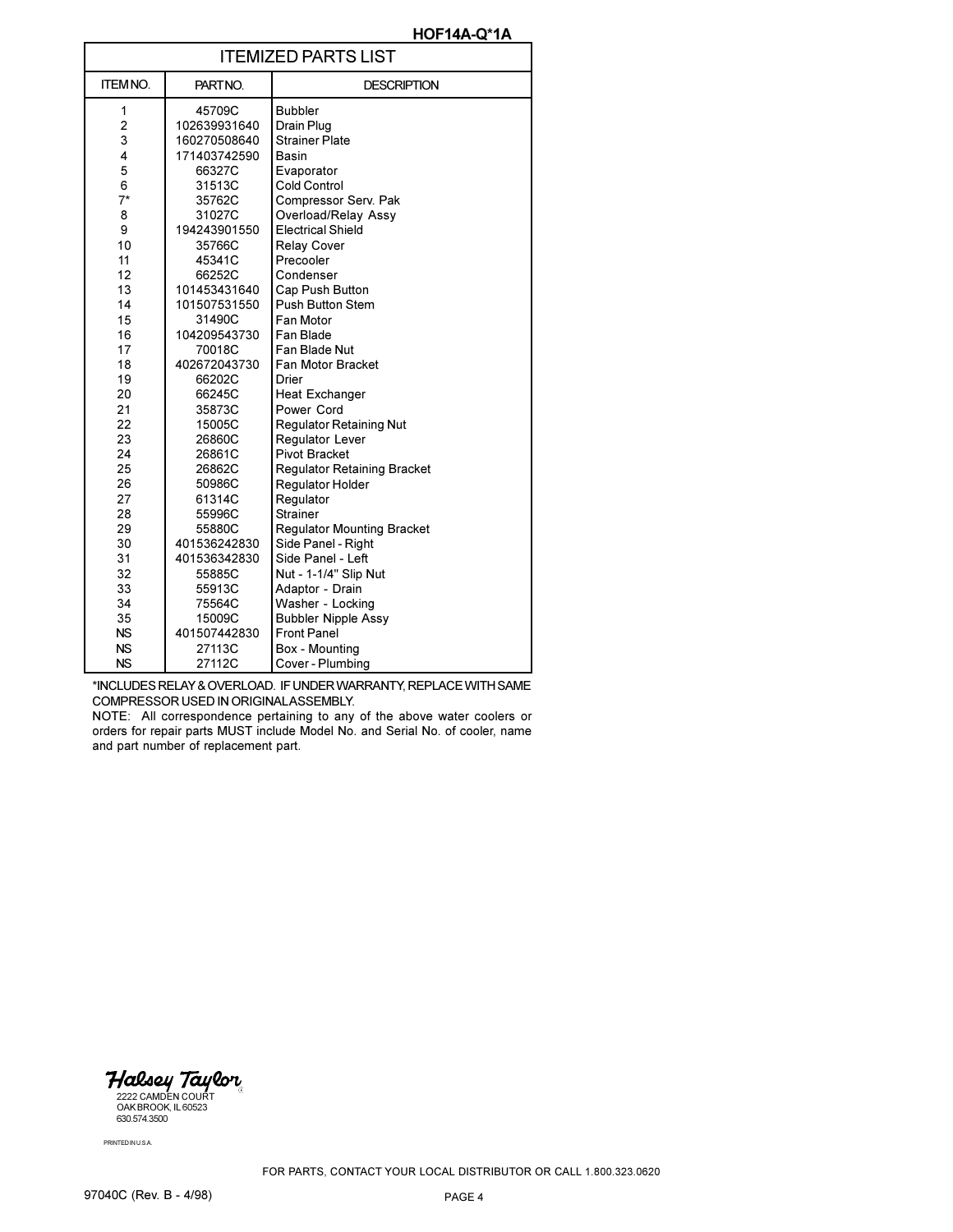**HOF14A-Q*1A**

## ITEMIZED PARTS LIST

| ITEM NO. | PART NO. | DESCRIPTION |
|---|---|---|
| 1 | 45709C | Bubbler |
| 2 | 102639931640 | Drain Plug |
| 3 | 160270508640 | Strainer Plate |
| 4 | 171403742590 | Basin |
| 5 | 66327C | Evaporator |
| 6 | 31513C | Cold Control |
| 7* | 35762C | Compressor Serv. Pak |
| 8 | 31027C | Overload/Relay Assy |
| 9 | 194243901550 | Electrical Shield |
| 10 | 35766C | Relay Cover |
| 11 | 45341C | Precooler |
| 12 | 66252C | Condenser |
| 13 | 101453431640 | Cap Push Button |
| 14 | 101507531550 | Push Button Stem |
| 15 | 31490C | Fan Motor |
| 16 | 104209543730 | Fan Blade |
| 17 | 70018C | Fan Blade Nut |
| 18 | 402672043730 | Fan Motor Bracket |
| 19 | 66202C | Drier |
| 20 | 66245C | Heat Exchanger |
| 21 | 35873C | Power Cord |
| 22 | 15005C | Regulator Retaining Nut |
| 23 | 26860C | Regulator Lever |
| 24 | 26861C | Pivot Bracket |
| 25 | 26862C | Regulator Retaining Bracket |
| 26 | 50986C | Regulator Holder |
| 27 | 61314C | Regulator |
| 28 | 55996C | Strainer |
| 29 | 55880C | Regulator Mounting Bracket |
| 30 | 401536242830 | Side Panel - Right |
| 31 | 401536342830 | Side Panel - Left |
| 32 | 55885C | Nut - 1-1/4" Slip Nut |
| 33 | 55913C | Adaptor - Drain |
| 34 | 75564C | Washer - Locking |
| 35 | 15009C | Bubbler Nipple Assy |
| NS | 401507442830 | Front Panel |
| NS | 27113C | Box - Mounting |
| NS | 27112C | Cover - Plumbing |

*INCLUDES RELAY & OVERLOAD. IF UNDER WARRANTY, REPLACE WITH SAME COMPRESSOR USED IN ORIGINAL ASSEMBLY.

NOTE: All correspondence pertaining to any of the above water coolers or orders for repair parts MUST include Model No. and Serial No. of cooler, name and part number of replacement part.

Halsey Taylor
2222 CAMDEN COURT
OAK BROOK, IL 60523
630.574.3500

PRINTED IN U.S.A.

FOR PARTS, CONTACT YOUR LOCAL DISTRIBUTOR OR CALL 1.800.323.0620

97040C (Rev. B - 4/98)